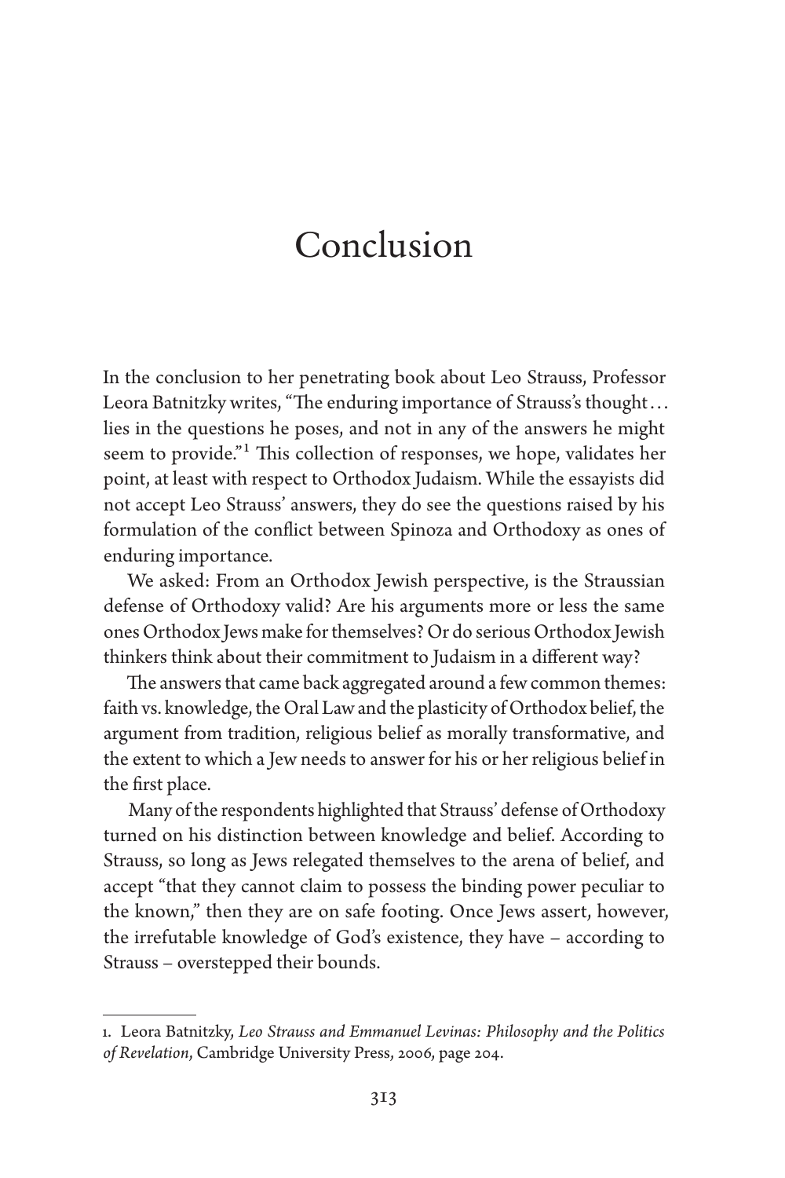# Conclusion

In the conclusion to her penetrating book about Leo Strauss, Professor Leora Batnitzky writes, "The enduring importance of Strauss's thought... lies in the questions he poses, and not in any of the answers he might seem to provide."[1] This collection of responses, we hope, validates her point, at least with respect to Orthodox Judaism. While the essayists did not accept Leo Strauss' answers, they do see the questions raised by his formulation of the conflict between Spinoza and Orthodoxy as ones of enduring importance.

We asked: From an Orthodox Jewish perspective, is the Straussian defense of Orthodoxy valid? Are his arguments more or less the same ones Orthodox Jews make for themselves? Or do serious Orthodox Jewish thinkers think about their commitment to Judaism in a different way?

The answers that came back aggregated around a few common themes: faith vs. knowledge, the Oral Law and the plasticity of Orthodox belief, the argument from tradition, religious belief as morally transformative, and the extent to which a Jew needs to answer for his or her religious belief in the first place.

Many of the respondents highlighted that Strauss' defense of Orthodoxy turned on his distinction between knowledge and belief. According to Strauss, so long as Jews relegated themselves to the arena of belief, and accept "that they cannot claim to possess the binding power peculiar to the known," then they are on safe footing. Once Jews assert, however, the irrefutable knowledge of God's existence, they have – according to Strauss – overstepped their bounds.

---

1. Leora Batnitzky, *Leo Strauss and Emmanuel Levinas: Philosophy and the Politics of Revelation*, Cambridge University Press, 2006, page 204.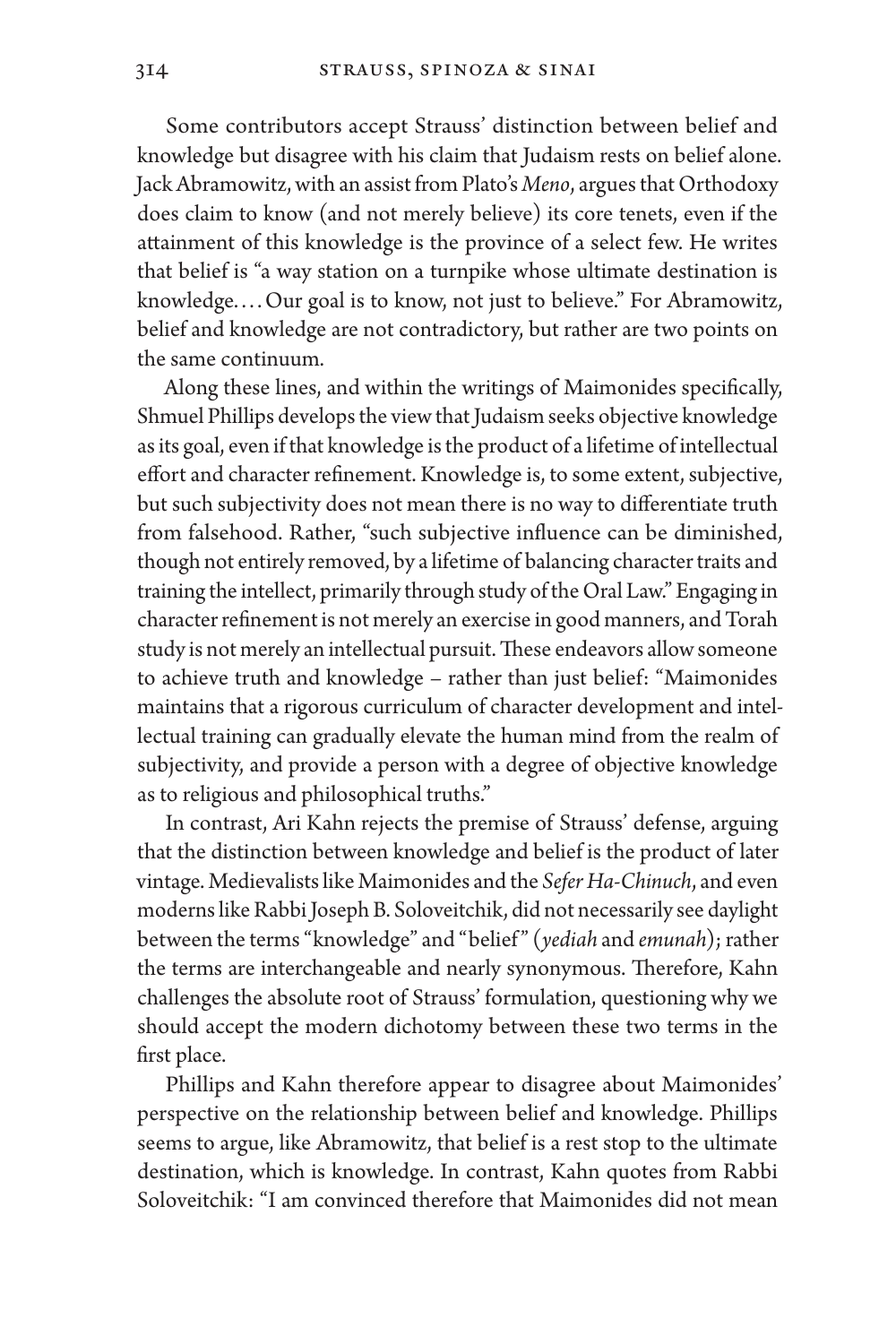Some contributors accept Strauss' distinction between belief and knowledge but disagree with his claim that Judaism rests on belief alone. Jack Abramowitz, with an assist from Plato's *Meno*, argues that Orthodoxy does claim to know (and not merely believe) its core tenets, even if the attainment of this knowledge is the province of a select few. He writes that belief is "a way station on a turnpike whose ultimate destination is knowledge.... Our goal is to know, not just to believe." For Abramowitz, belief and knowledge are not contradictory, but rather are two points on the same continuum.

Along these lines, and within the writings of Maimonides specifically, Shmuel Phillips develops the view that Judaism seeks objective knowledge as its goal, even if that knowledge is the product of a lifetime of intellectual effort and character refinement. Knowledge is, to some extent, subjective, but such subjectivity does not mean there is no way to differentiate truth from falsehood. Rather, "such subjective influence can be diminished, though not entirely removed, by a lifetime of balancing character traits and training the intellect, primarily through study of the Oral Law." Engaging in character refinement is not merely an exercise in good manners, and Torah study is not merely an intellectual pursuit. These endeavors allow someone to achieve truth and knowledge – rather than just belief: "Maimonides maintains that a rigorous curriculum of character development and intellectual training can gradually elevate the human mind from the realm of subjectivity, and provide a person with a degree of objective knowledge as to religious and philosophical truths."

In contrast, Ari Kahn rejects the premise of Strauss' defense, arguing that the distinction between knowledge and belief is the product of later vintage. Medievalists like Maimonides and the *Sefer Ha-Chinuch*, and even moderns like Rabbi Joseph B. Soloveitchik, did not necessarily see daylight between the terms "knowledge" and "belief" (*yediah* and *emunah*); rather the terms are interchangeable and nearly synonymous. Therefore, Kahn challenges the absolute root of Strauss' formulation, questioning why we should accept the modern dichotomy between these two terms in the first place.

Phillips and Kahn therefore appear to disagree about Maimonides' perspective on the relationship between belief and knowledge. Phillips seems to argue, like Abramowitz, that belief is a rest stop to the ultimate destination, which is knowledge. In contrast, Kahn quotes from Rabbi Soloveitchik: "I am convinced therefore that Maimonides did not mean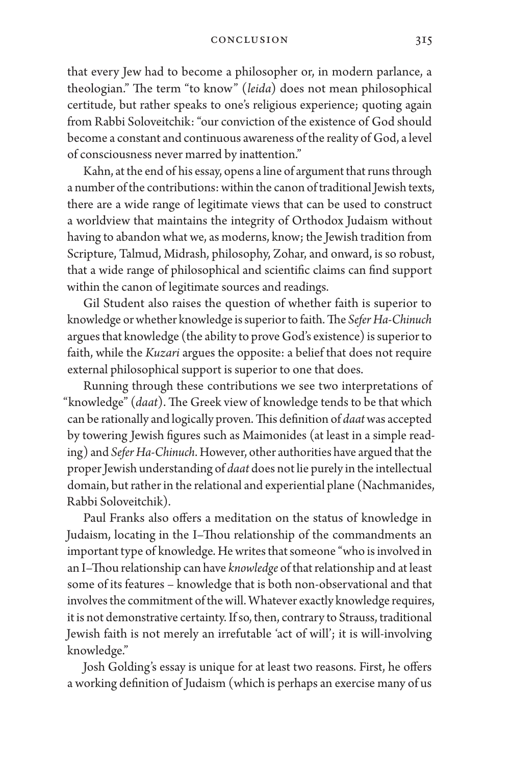that every Jew had to become a philosopher or, in modern parlance, a theologian." The term "to know" (*leida*) does not mean philosophical certitude, but rather speaks to one's religious experience; quoting again from Rabbi Soloveitchik: "our conviction of the existence of God should become a constant and continuous awareness of the reality of God, a level of consciousness never marred by inattention."

Kahn, at the end of his essay, opens a line of argument that runs through a number of the contributions: within the canon of traditional Jewish texts, there are a wide range of legitimate views that can be used to construct a worldview that maintains the integrity of Orthodox Judaism without having to abandon what we, as moderns, know; the Jewish tradition from Scripture, Talmud, Midrash, philosophy, Zohar, and onward, is so robust, that a wide range of philosophical and scientific claims can find support within the canon of legitimate sources and readings.

Gil Student also raises the question of whether faith is superior to knowledge or whether knowledge is superior to faith. The *Sefer Ha-Chinuch* argues that knowledge (the ability to prove God's existence) is superior to faith, while the *Kuzari* argues the opposite: a belief that does not require external philosophical support is superior to one that does.

Running through these contributions we see two interpretations of "knowledge" (*daat*). The Greek view of knowledge tends to be that which can be rationally and logically proven. This definition of *daat* was accepted by towering Jewish figures such as Maimonides (at least in a simple reading) and *Sefer Ha-Chinuch*. However, other authorities have argued that the proper Jewish understanding of *daat* does not lie purely in the intellectual domain, but rather in the relational and experiential plane (Nachmanides, Rabbi Soloveitchik).

Paul Franks also offers a meditation on the status of knowledge in Judaism, locating in the I–Thou relationship of the commandments an important type of knowledge. He writes that someone "who is involved in an I–Thou relationship can have *knowledge* of that relationship and at least some of its features – knowledge that is both non-observational and that involves the commitment of the will. Whatever exactly knowledge requires, it is not demonstrative certainty. If so, then, contrary to Strauss, traditional Jewish faith is not merely an irrefutable 'act of will'; it is will-involving knowledge."

Josh Golding's essay is unique for at least two reasons. First, he offers a working definition of Judaism (which is perhaps an exercise many of us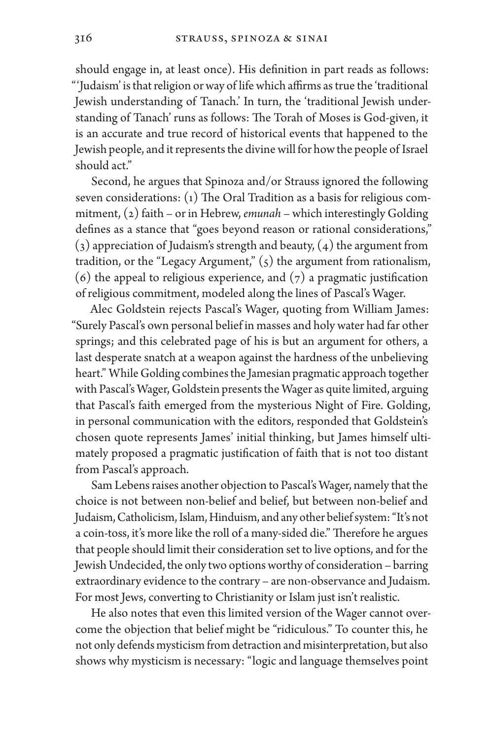should engage in, at least once). His definition in part reads as follows: "'Judaism' is that religion or way of life which affirms as true the 'traditional Jewish understanding of Tanach.' In turn, the 'traditional Jewish understanding of Tanach' runs as follows: The Torah of Moses is God-given, it is an accurate and true record of historical events that happened to the Jewish people, and it represents the divine will for how the people of Israel should act."

Second, he argues that Spinoza and/or Strauss ignored the following seven considerations: (1) The Oral Tradition as a basis for religious commitment, (2) faith – or in Hebrew, *emunah* – which interestingly Golding defines as a stance that "goes beyond reason or rational considerations," (3) appreciation of Judaism's strength and beauty, (4) the argument from tradition, or the "Legacy Argument," (5) the argument from rationalism, (6) the appeal to religious experience, and (7) a pragmatic justification of religious commitment, modeled along the lines of Pascal's Wager.

Alec Goldstein rejects Pascal's Wager, quoting from William James: "Surely Pascal's own personal belief in masses and holy water had far other springs; and this celebrated page of his is but an argument for others, a last desperate snatch at a weapon against the hardness of the unbelieving heart." While Golding combines the Jamesian pragmatic approach together with Pascal's Wager, Goldstein presents the Wager as quite limited, arguing that Pascal's faith emerged from the mysterious Night of Fire. Golding, in personal communication with the editors, responded that Goldstein's chosen quote represents James' initial thinking, but James himself ultimately proposed a pragmatic justification of faith that is not too distant from Pascal's approach.

Sam Lebens raises another objection to Pascal's Wager, namely that the choice is not between non-belief and belief, but between non-belief and Judaism, Catholicism, Islam, Hinduism, and any other belief system: "It's not a coin-toss, it's more like the roll of a many-sided die." Therefore he argues that people should limit their consideration set to live options, and for the Jewish Undecided, the only two options worthy of consideration – barring extraordinary evidence to the contrary – are non-observance and Judaism. For most Jews, converting to Christianity or Islam just isn't realistic.

He also notes that even this limited version of the Wager cannot overcome the objection that belief might be "ridiculous." To counter this, he not only defends mysticism from detraction and misinterpretation, but also shows why mysticism is necessary: "logic and language themselves point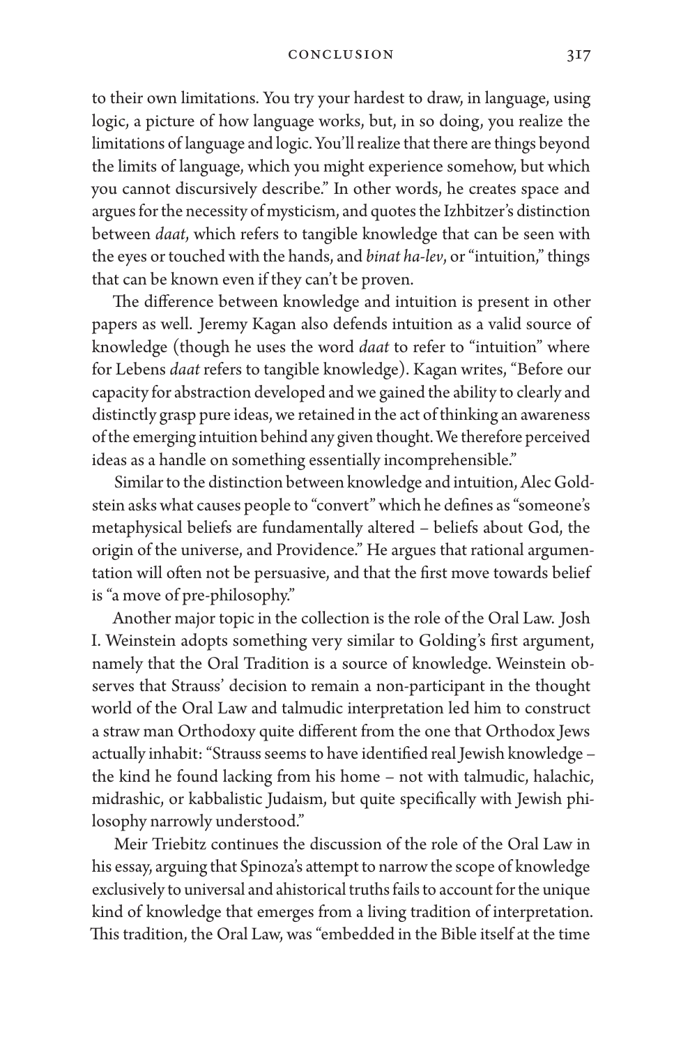to their own limitations. You try your hardest to draw, in language, using logic, a picture of how language works, but, in so doing, you realize the limitations of language and logic. You'll realize that there are things beyond the limits of language, which you might experience somehow, but which you cannot discursively describe." In other words, he creates space and argues for the necessity of mysticism, and quotes the Izhbitzer's distinction between *daat*, which refers to tangible knowledge that can be seen with the eyes or touched with the hands, and *binat ha-lev*, or "intuition," things that can be known even if they can't be proven.

The difference between knowledge and intuition is present in other papers as well. Jeremy Kagan also defends intuition as a valid source of knowledge (though he uses the word *daat* to refer to "intuition" where for Lebens *daat* refers to tangible knowledge). Kagan writes, "Before our capacity for abstraction developed and we gained the ability to clearly and distinctly grasp pure ideas, we retained in the act of thinking an awareness of the emerging intuition behind any given thought. We therefore perceived ideas as a handle on something essentially incomprehensible."

Similar to the distinction between knowledge and intuition, Alec Goldstein asks what causes people to "convert" which he defines as "someone's metaphysical beliefs are fundamentally altered – beliefs about God, the origin of the universe, and Providence." He argues that rational argumentation will often not be persuasive, and that the first move towards belief is "a move of pre-philosophy."

Another major topic in the collection is the role of the Oral Law. Josh I. Weinstein adopts something very similar to Golding's first argument, namely that the Oral Tradition is a source of knowledge. Weinstein observes that Strauss' decision to remain a non-participant in the thought world of the Oral Law and talmudic interpretation led him to construct a straw man Orthodoxy quite different from the one that Orthodox Jews actually inhabit: "Strauss seems to have identified real Jewish knowledge – the kind he found lacking from his home – not with talmudic, halachic, midrashic, or kabbalistic Judaism, but quite specifically with Jewish philosophy narrowly understood."

Meir Triebitz continues the discussion of the role of the Oral Law in his essay, arguing that Spinoza's attempt to narrow the scope of knowledge exclusively to universal and ahistorical truths fails to account for the unique kind of knowledge that emerges from a living tradition of interpretation. This tradition, the Oral Law, was "embedded in the Bible itself at the time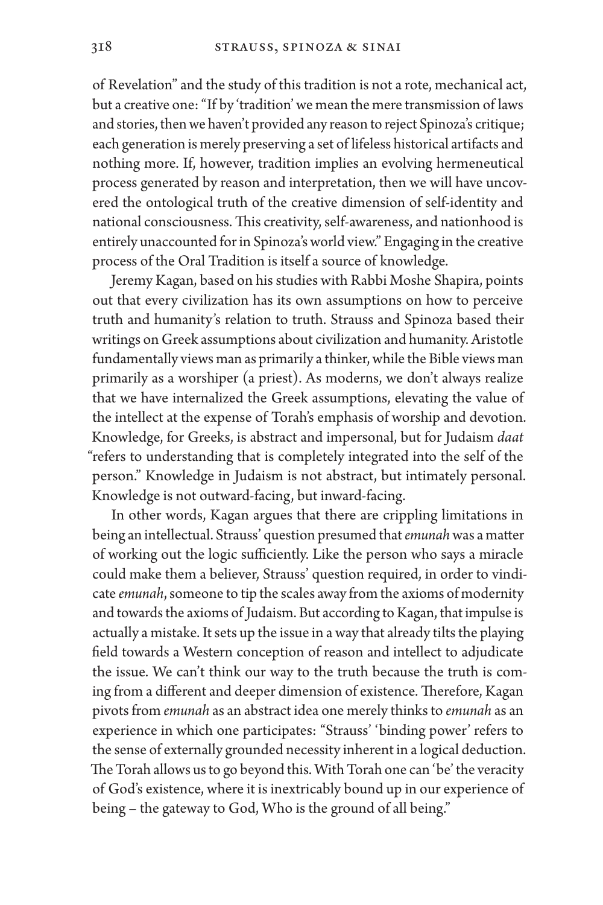of Revelation" and the study of this tradition is not a rote, mechanical act, but a creative one: "If by 'tradition' we mean the mere transmission of laws and stories, then we haven't provided any reason to reject Spinoza's critique; each generation is merely preserving a set of lifeless historical artifacts and nothing more. If, however, tradition implies an evolving hermeneutical process generated by reason and interpretation, then we will have uncovered the ontological truth of the creative dimension of self-identity and national consciousness. This creativity, self-awareness, and nationhood is entirely unaccounted for in Spinoza's world view." Engaging in the creative process of the Oral Tradition is itself a source of knowledge.

Jeremy Kagan, based on his studies with Rabbi Moshe Shapira, points out that every civilization has its own assumptions on how to perceive truth and humanity's relation to truth. Strauss and Spinoza based their writings on Greek assumptions about civilization and humanity. Aristotle fundamentally views man as primarily a thinker, while the Bible views man primarily as a worshiper (a priest). As moderns, we don't always realize that we have internalized the Greek assumptions, elevating the value of the intellect at the expense of Torah's emphasis of worship and devotion. Knowledge, for Greeks, is abstract and impersonal, but for Judaism *daat* "refers to understanding that is completely integrated into the self of the person." Knowledge in Judaism is not abstract, but intimately personal. Knowledge is not outward-facing, but inward-facing.

In other words, Kagan argues that there are crippling limitations in being an intellectual. Strauss' question presumed that *emunah* was a matter of working out the logic sufficiently. Like the person who says a miracle could make them a believer, Strauss' question required, in order to vindicate *emunah*, someone to tip the scales away from the axioms of modernity and towards the axioms of Judaism. But according to Kagan, that impulse is actually a mistake. It sets up the issue in a way that already tilts the playing field towards a Western conception of reason and intellect to adjudicate the issue. We can't think our way to the truth because the truth is coming from a different and deeper dimension of existence. Therefore, Kagan pivots from *emunah* as an abstract idea one merely thinks to *emunah* as an experience in which one participates: "Strauss' 'binding power' refers to the sense of externally grounded necessity inherent in a logical deduction. The Torah allows us to go beyond this. With Torah one can 'be' the veracity of God's existence, where it is inextricably bound up in our experience of being – the gateway to God, Who is the ground of all being."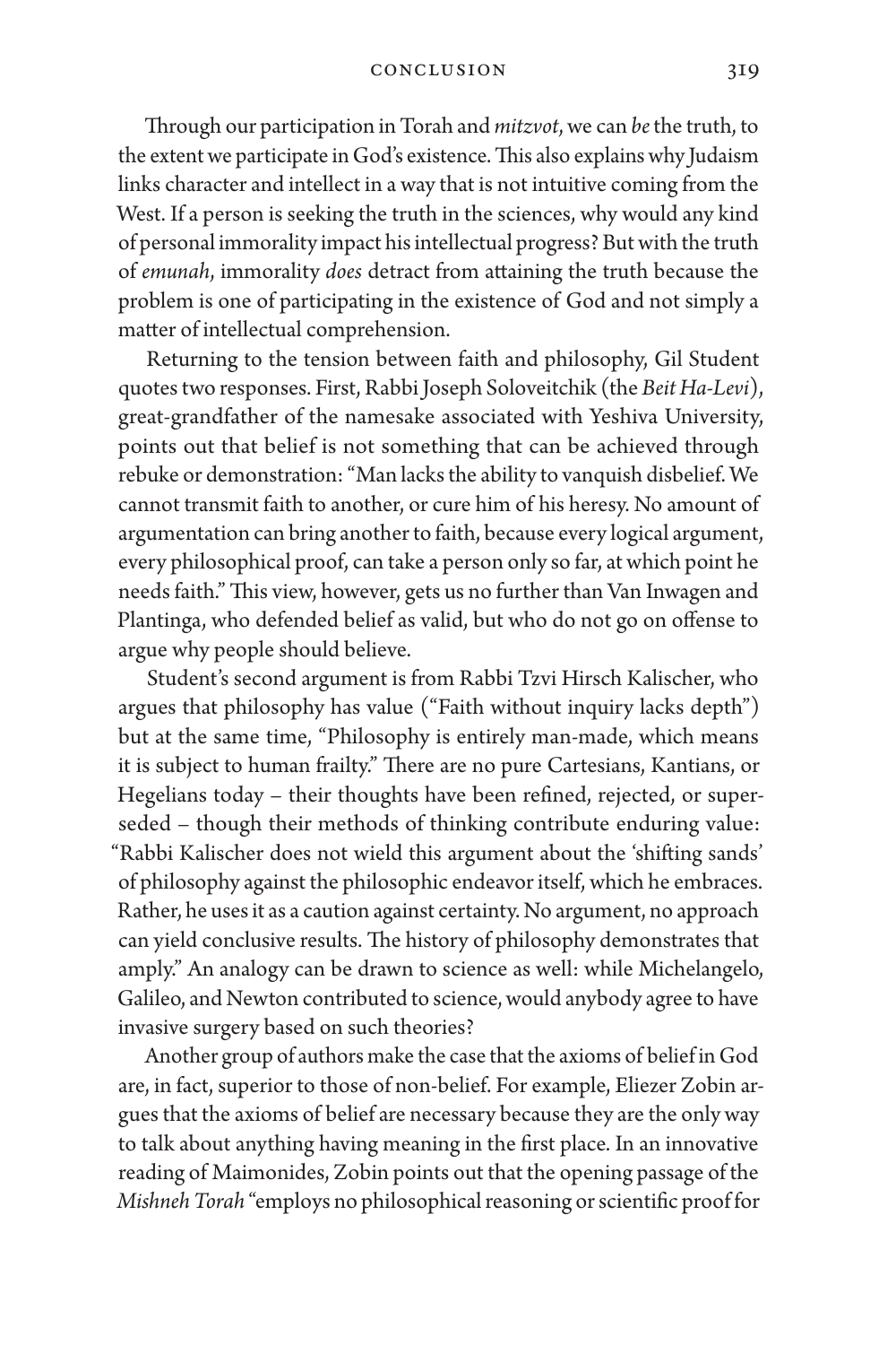Through our participation in Torah and *mitzvot*, we can *be* the truth, to the extent we participate in God's existence. This also explains why Judaism links character and intellect in a way that is not intuitive coming from the West. If a person is seeking the truth in the sciences, why would any kind of personal immorality impact his intellectual progress? But with the truth of *emunah*, immorality *does* detract from attaining the truth because the problem is one of participating in the existence of God and not simply a matter of intellectual comprehension.

Returning to the tension between faith and philosophy, Gil Student quotes two responses. First, Rabbi Joseph Soloveitchik (the *Beit Ha-Levi*), great-grandfather of the namesake associated with Yeshiva University, points out that belief is not something that can be achieved through rebuke or demonstration: "Man lacks the ability to vanquish disbelief. We cannot transmit faith to another, or cure him of his heresy. No amount of argumentation can bring another to faith, because every logical argument, every philosophical proof, can take a person only so far, at which point he needs faith." This view, however, gets us no further than Van Inwagen and Plantinga, who defended belief as valid, but who do not go on offense to argue why people should believe.

Student's second argument is from Rabbi Tzvi Hirsch Kalischer, who argues that philosophy has value ("Faith without inquiry lacks depth") but at the same time, "Philosophy is entirely man-made, which means it is subject to human frailty." There are no pure Cartesians, Kantians, or Hegelians today – their thoughts have been refined, rejected, or superseded – though their methods of thinking contribute enduring value: "Rabbi Kalischer does not wield this argument about the 'shifting sands' of philosophy against the philosophic endeavor itself, which he embraces. Rather, he uses it as a caution against certainty. No argument, no approach can yield conclusive results. The history of philosophy demonstrates that amply." An analogy can be drawn to science as well: while Michelangelo, Galileo, and Newton contributed to science, would anybody agree to have invasive surgery based on such theories?

Another group of authors make the case that the axioms of belief in God are, in fact, superior to those of non-belief. For example, Eliezer Zobin argues that the axioms of belief are necessary because they are the only way to talk about anything having meaning in the first place. In an innovative reading of Maimonides, Zobin points out that the opening passage of the *Mishneh Torah* "employs no philosophical reasoning or scientific proof for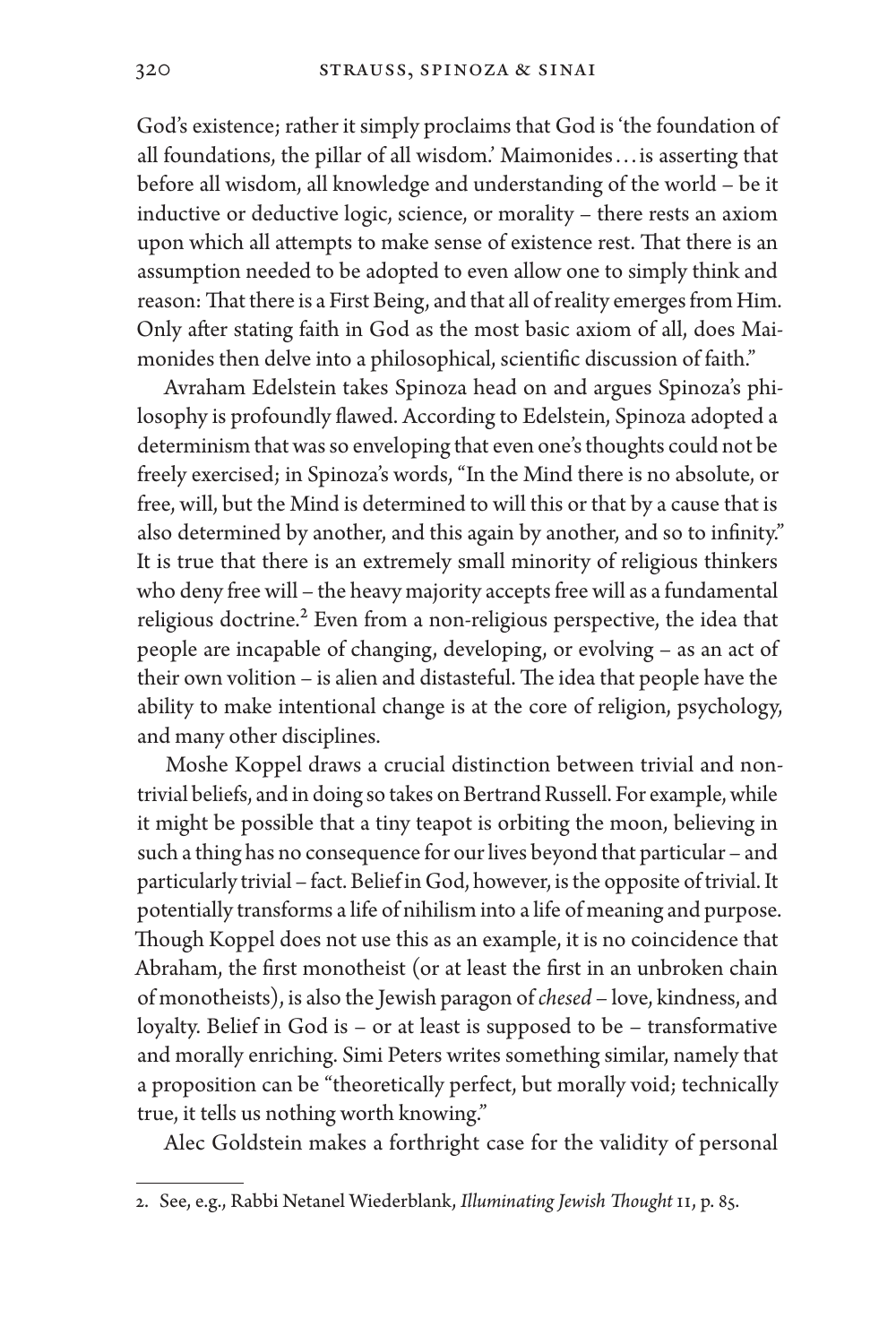God's existence; rather it simply proclaims that God is 'the foundation of all foundations, the pillar of all wisdom.' Maimonides…is asserting that before all wisdom, all knowledge and understanding of the world – be it inductive or deductive logic, science, or morality – there rests an axiom upon which all attempts to make sense of existence rest. That there is an assumption needed to be adopted to even allow one to simply think and reason: That there is a First Being, and that all of reality emerges from Him. Only after stating faith in God as the most basic axiom of all, does Maimonides then delve into a philosophical, scientific discussion of faith."

Avraham Edelstein takes Spinoza head on and argues Spinoza's philosophy is profoundly flawed. According to Edelstein, Spinoza adopted a determinism that was so enveloping that even one's thoughts could not be freely exercised; in Spinoza's words, "In the Mind there is no absolute, or free, will, but the Mind is determined to will this or that by a cause that is also determined by another, and this again by another, and so to infinity." It is true that there is an extremely small minority of religious thinkers who deny free will – the heavy majority accepts free will as a fundamental religious doctrine.[2] Even from a non-religious perspective, the idea that people are incapable of changing, developing, or evolving – as an act of their own volition – is alien and distasteful. The idea that people have the ability to make intentional change is at the core of religion, psychology, and many other disciplines.

Moshe Koppel draws a crucial distinction between trivial and nontrivial beliefs, and in doing so takes on Bertrand Russell. For example, while it might be possible that a tiny teapot is orbiting the moon, believing in such a thing has no consequence for our lives beyond that particular – and particularly trivial – fact. Belief in God, however, is the opposite of trivial. It potentially transforms a life of nihilism into a life of meaning and purpose. Though Koppel does not use this as an example, it is no coincidence that Abraham, the first monotheist (or at least the first in an unbroken chain of monotheists), is also the Jewish paragon of *chesed* – love, kindness, and loyalty. Belief in God is – or at least is supposed to be – transformative and morally enriching. Simi Peters writes something similar, namely that a proposition can be "theoretically perfect, but morally void; technically true, it tells us nothing worth knowing."

Alec Goldstein makes a forthright case for the validity of personal

---

2. See, e.g., Rabbi Netanel Wiederblank, *Illuminating Jewish Thought* II, p. 85.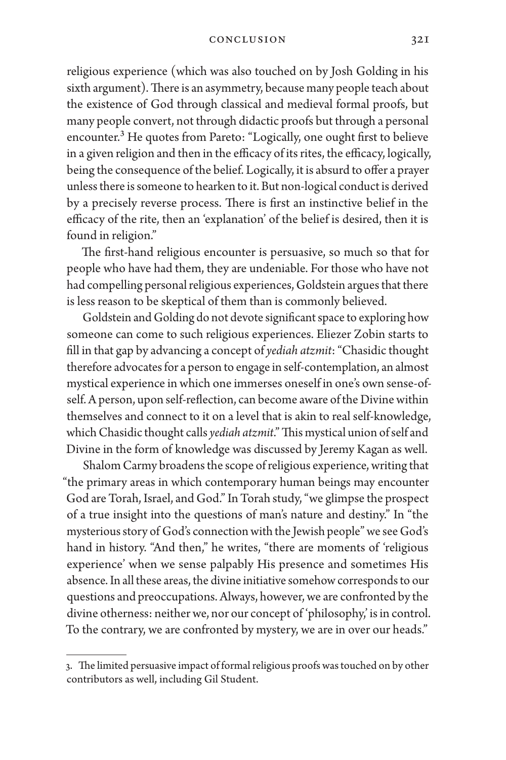religious experience (which was also touched on by Josh Golding in his sixth argument). There is an asymmetry, because many people teach about the existence of God through classical and medieval formal proofs, but many people convert, not through didactic proofs but through a personal encounter.[3] He quotes from Pareto: "Logically, one ought first to believe in a given religion and then in the efficacy of its rites, the efficacy, logically, being the consequence of the belief. Logically, it is absurd to offer a prayer unless there is someone to hearken to it. But non-logical conduct is derived by a precisely reverse process. There is first an instinctive belief in the efficacy of the rite, then an 'explanation' of the belief is desired, then it is found in religion."

The first-hand religious encounter is persuasive, so much so that for people who have had them, they are undeniable. For those who have not had compelling personal religious experiences, Goldstein argues that there is less reason to be skeptical of them than is commonly believed.

Goldstein and Golding do not devote significant space to exploring how someone can come to such religious experiences. Eliezer Zobin starts to fill in that gap by advancing a concept of *yediah atzmit*: "Chasidic thought therefore advocates for a person to engage in self-contemplation, an almost mystical experience in which one immerses oneself in one's own sense-of-self. A person, upon self-reflection, can become aware of the Divine within themselves and connect to it on a level that is akin to real self-knowledge, which Chasidic thought calls *yediah atzmit*." This mystical union of self and Divine in the form of knowledge was discussed by Jeremy Kagan as well.

Shalom Carmy broadens the scope of religious experience, writing that "the primary areas in which contemporary human beings may encounter God are Torah, Israel, and God." In Torah study, "we glimpse the prospect of a true insight into the questions of man's nature and destiny." In "the mysterious story of God's connection with the Jewish people" we see God's hand in history. "And then," he writes, "there are moments of 'religious experience' when we sense palpably His presence and sometimes His absence. In all these areas, the divine initiative somehow corresponds to our questions and preoccupations. Always, however, we are confronted by the divine otherness: neither we, nor our concept of 'philosophy,' is in control. To the contrary, we are confronted by mystery, we are in over our heads."

---

3. The limited persuasive impact of formal religious proofs was touched on by other contributors as well, including Gil Student.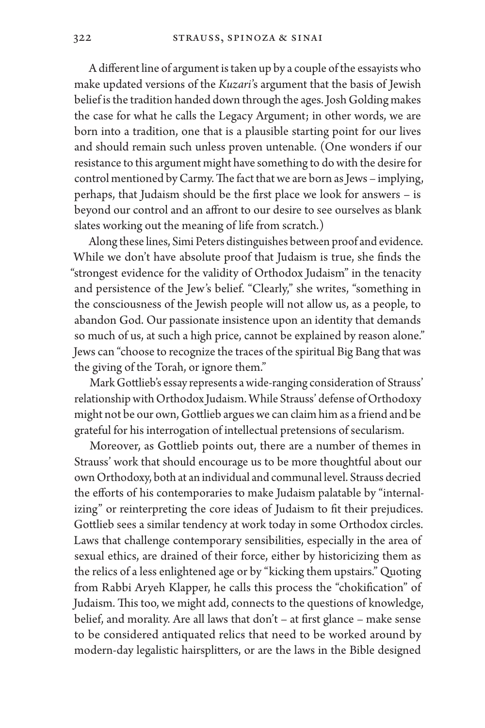A different line of argument is taken up by a couple of the essayists who make updated versions of the *Kuzari*'s argument that the basis of Jewish belief is the tradition handed down through the ages. Josh Golding makes the case for what he calls the Legacy Argument; in other words, we are born into a tradition, one that is a plausible starting point for our lives and should remain such unless proven untenable. (One wonders if our resistance to this argument might have something to do with the desire for control mentioned by Carmy. The fact that we are born as Jews – implying, perhaps, that Judaism should be the first place we look for answers – is beyond our control and an affront to our desire to see ourselves as blank slates working out the meaning of life from scratch.)

Along these lines, Simi Peters distinguishes between proof and evidence. While we don't have absolute proof that Judaism is true, she finds the "strongest evidence for the validity of Orthodox Judaism" in the tenacity and persistence of the Jew's belief. "Clearly," she writes, "something in the consciousness of the Jewish people will not allow us, as a people, to abandon God. Our passionate insistence upon an identity that demands so much of us, at such a high price, cannot be explained by reason alone." Jews can "choose to recognize the traces of the spiritual Big Bang that was the giving of the Torah, or ignore them."

Mark Gottlieb's essay represents a wide-ranging consideration of Strauss' relationship with Orthodox Judaism. While Strauss' defense of Orthodoxy might not be our own, Gottlieb argues we can claim him as a friend and be grateful for his interrogation of intellectual pretensions of secularism.

Moreover, as Gottlieb points out, there are a number of themes in Strauss' work that should encourage us to be more thoughtful about our own Orthodoxy, both at an individual and communal level. Strauss decried the efforts of his contemporaries to make Judaism palatable by "internalizing" or reinterpreting the core ideas of Judaism to fit their prejudices. Gottlieb sees a similar tendency at work today in some Orthodox circles. Laws that challenge contemporary sensibilities, especially in the area of sexual ethics, are drained of their force, either by historicizing them as the relics of a less enlightened age or by "kicking them upstairs." Quoting from Rabbi Aryeh Klapper, he calls this process the "chokification" of Judaism. This too, we might add, connects to the questions of knowledge, belief, and morality. Are all laws that don't – at first glance – make sense to be considered antiquated relics that need to be worked around by modern-day legalistic hairsplitters, or are the laws in the Bible designed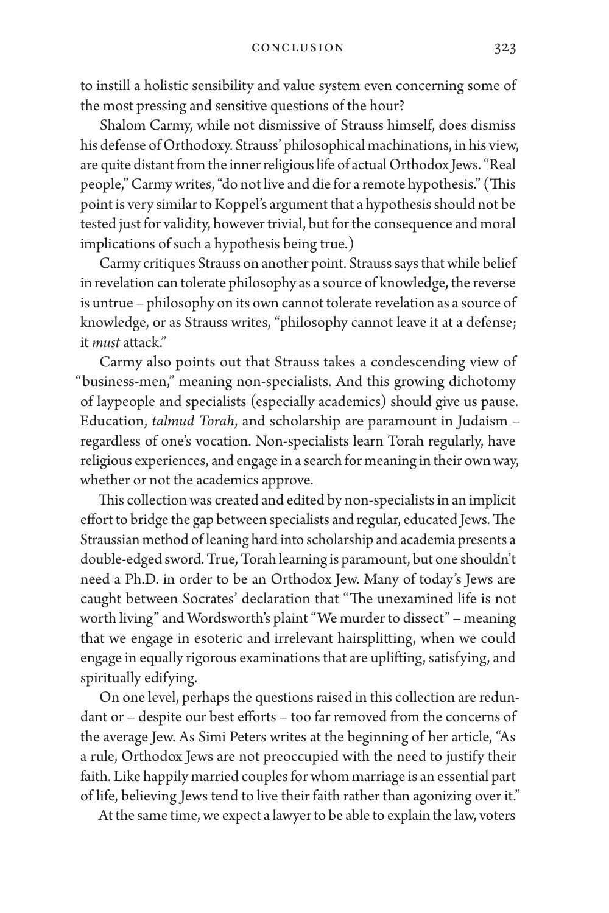to instill a holistic sensibility and value system even concerning some of the most pressing and sensitive questions of the hour?

Shalom Carmy, while not dismissive of Strauss himself, does dismiss his defense of Orthodoxy. Strauss' philosophical machinations, in his view, are quite distant from the inner religious life of actual Orthodox Jews. "Real people," Carmy writes, "do not live and die for a remote hypothesis." (This point is very similar to Koppel's argument that a hypothesis should not be tested just for validity, however trivial, but for the consequence and moral implications of such a hypothesis being true.)

Carmy critiques Strauss on another point. Strauss says that while belief in revelation can tolerate philosophy as a source of knowledge, the reverse is untrue – philosophy on its own cannot tolerate revelation as a source of knowledge, or as Strauss writes, "philosophy cannot leave it at a defense; it *must* attack."

Carmy also points out that Strauss takes a condescending view of "business-men," meaning non-specialists. And this growing dichotomy of laypeople and specialists (especially academics) should give us pause. Education, *talmud Torah*, and scholarship are paramount in Judaism – regardless of one's vocation. Non-specialists learn Torah regularly, have religious experiences, and engage in a search for meaning in their own way, whether or not the academics approve.

This collection was created and edited by non-specialists in an implicit effort to bridge the gap between specialists and regular, educated Jews. The Straussian method of leaning hard into scholarship and academia presents a double-edged sword. True, Torah learning is paramount, but one shouldn't need a Ph.D. in order to be an Orthodox Jew. Many of today's Jews are caught between Socrates' declaration that "The unexamined life is not worth living" and Wordsworth's plaint "We murder to dissect" – meaning that we engage in esoteric and irrelevant hairsplitting, when we could engage in equally rigorous examinations that are uplifting, satisfying, and spiritually edifying.

On one level, perhaps the questions raised in this collection are redundant or – despite our best efforts – too far removed from the concerns of the average Jew. As Simi Peters writes at the beginning of her article, "As a rule, Orthodox Jews are not preoccupied with the need to justify their faith. Like happily married couples for whom marriage is an essential part of life, believing Jews tend to live their faith rather than agonizing over it."

At the same time, we expect a lawyer to be able to explain the law, voters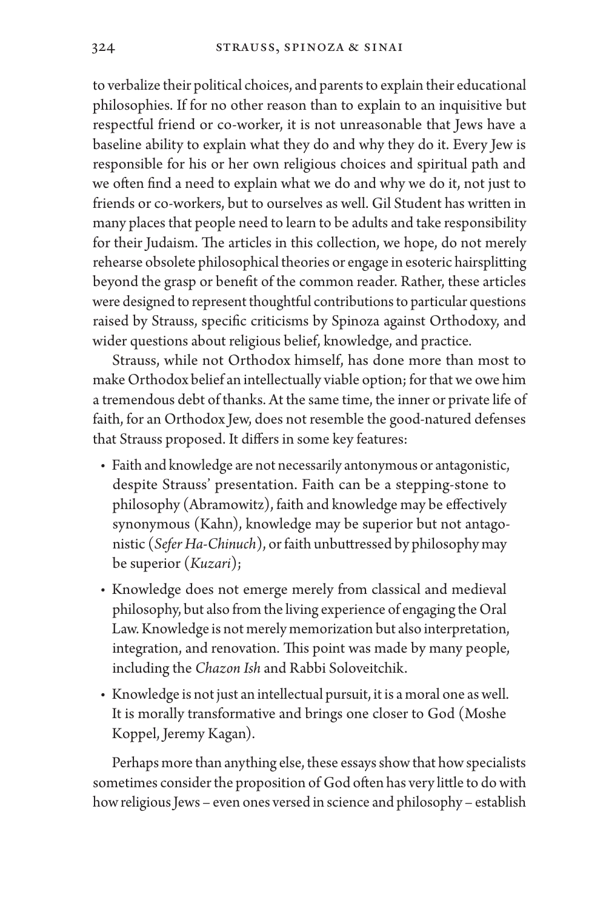to verbalize their political choices, and parents to explain their educational philosophies. If for no other reason than to explain to an inquisitive but respectful friend or co-worker, it is not unreasonable that Jews have a baseline ability to explain what they do and why they do it. Every Jew is responsible for his or her own religious choices and spiritual path and we often find a need to explain what we do and why we do it, not just to friends or co-workers, but to ourselves as well. Gil Student has written in many places that people need to learn to be adults and take responsibility for their Judaism. The articles in this collection, we hope, do not merely rehearse obsolete philosophical theories or engage in esoteric hairsplitting beyond the grasp or benefit of the common reader. Rather, these articles were designed to represent thoughtful contributions to particular questions raised by Strauss, specific criticisms by Spinoza against Orthodoxy, and wider questions about religious belief, knowledge, and practice.

Strauss, while not Orthodox himself, has done more than most to make Orthodox belief an intellectually viable option; for that we owe him a tremendous debt of thanks. At the same time, the inner or private life of faith, for an Orthodox Jew, does not resemble the good-natured defenses that Strauss proposed. It differs in some key features:

- Faith and knowledge are not necessarily antonymous or antagonistic, despite Strauss' presentation. Faith can be a stepping-stone to philosophy (Abramowitz), faith and knowledge may be effectively synonymous (Kahn), knowledge may be superior but not antagonistic (*Sefer Ha-Chinuch*), or faith unbuttressed by philosophy may be superior (*Kuzari*);
- Knowledge does not emerge merely from classical and medieval philosophy, but also from the living experience of engaging the Oral Law. Knowledge is not merely memorization but also interpretation, integration, and renovation. This point was made by many people, including the *Chazon Ish* and Rabbi Soloveitchik.
- Knowledge is not just an intellectual pursuit, it is a moral one as well. It is morally transformative and brings one closer to God (Moshe Koppel, Jeremy Kagan).

Perhaps more than anything else, these essays show that how specialists sometimes consider the proposition of God often has very little to do with how religious Jews – even ones versed in science and philosophy – establish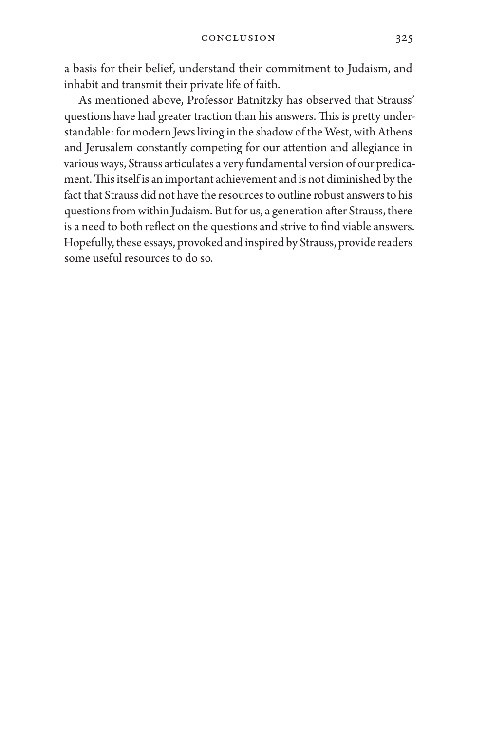a basis for their belief, understand their commitment to Judaism, and inhabit and transmit their private life of faith.

As mentioned above, Professor Batnitzky has observed that Strauss' questions have had greater traction than his answers. This is pretty understandable: for modern Jews living in the shadow of the West, with Athens and Jerusalem constantly competing for our attention and allegiance in various ways, Strauss articulates a very fundamental version of our predicament. This itself is an important achievement and is not diminished by the fact that Strauss did not have the resources to outline robust answers to his questions from within Judaism. But for us, a generation after Strauss, there is a need to both reflect on the questions and strive to find viable answers. Hopefully, these essays, provoked and inspired by Strauss, provide readers some useful resources to do so.